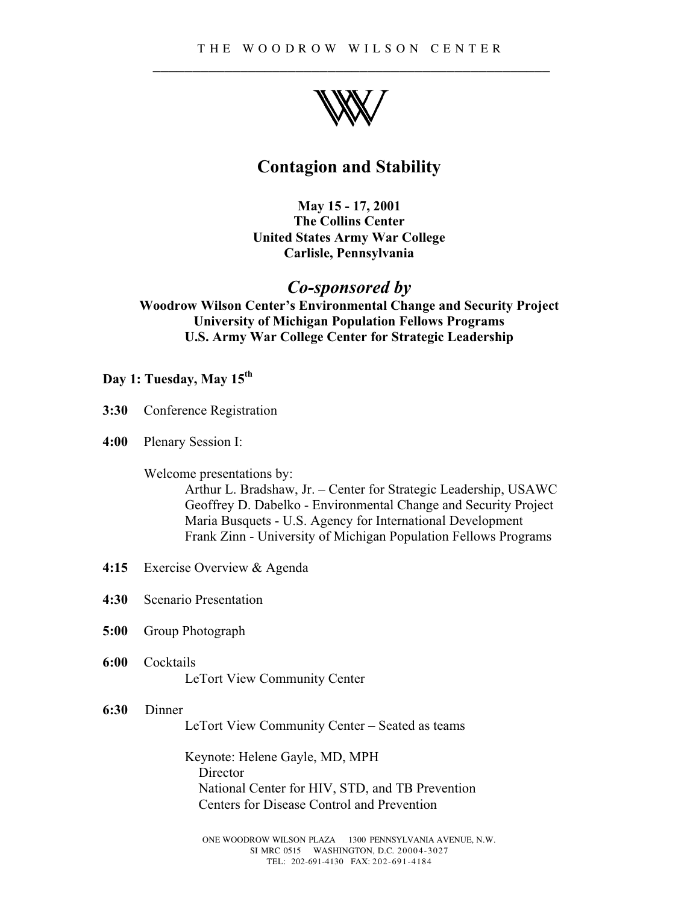THE WOODROW WILSON CENTER

# Contagion and Stability

**May 15 - 17, 2001**
**The Collins Center**
**United States Army War College**
**Carlisle, Pennsylvania**

## *Co-sponsored by*

**Woodrow Wilson Center's Environmental Change and Security Project**
**University of Michigan Population Fellows Programs**
**U.S. Army War College Center for Strategic Leadership**

### Day 1: Tuesday, May 15th

**3:30** Conference Registration

**4:00** Plenary Session I:

Welcome presentations by:
- Arthur L. Bradshaw, Jr. – Center for Strategic Leadership, USAWC
- Geoffrey D. Dabelko - Environmental Change and Security Project
- Maria Busquets - U.S. Agency for International Development
- Frank Zinn - University of Michigan Population Fellows Programs

**4:15** Exercise Overview & Agenda

**4:30** Scenario Presentation

**5:00** Group Photograph

**6:00** Cocktails
LeTort View Community Center

**6:30** Dinner
LeTort View Community Center – Seated as teams

Keynote: Helene Gayle, MD, MPH
Director
National Center for HIV, STD, and TB Prevention
Centers for Disease Control and Prevention

ONE WOODROW WILSON PLAZA 1300 PENNSYLVANIA AVENUE, N.W.
SI MRC 0515 WASHINGTON, D.C. 20004-3027
TEL: 202-691-4130 FAX: 202-691-4184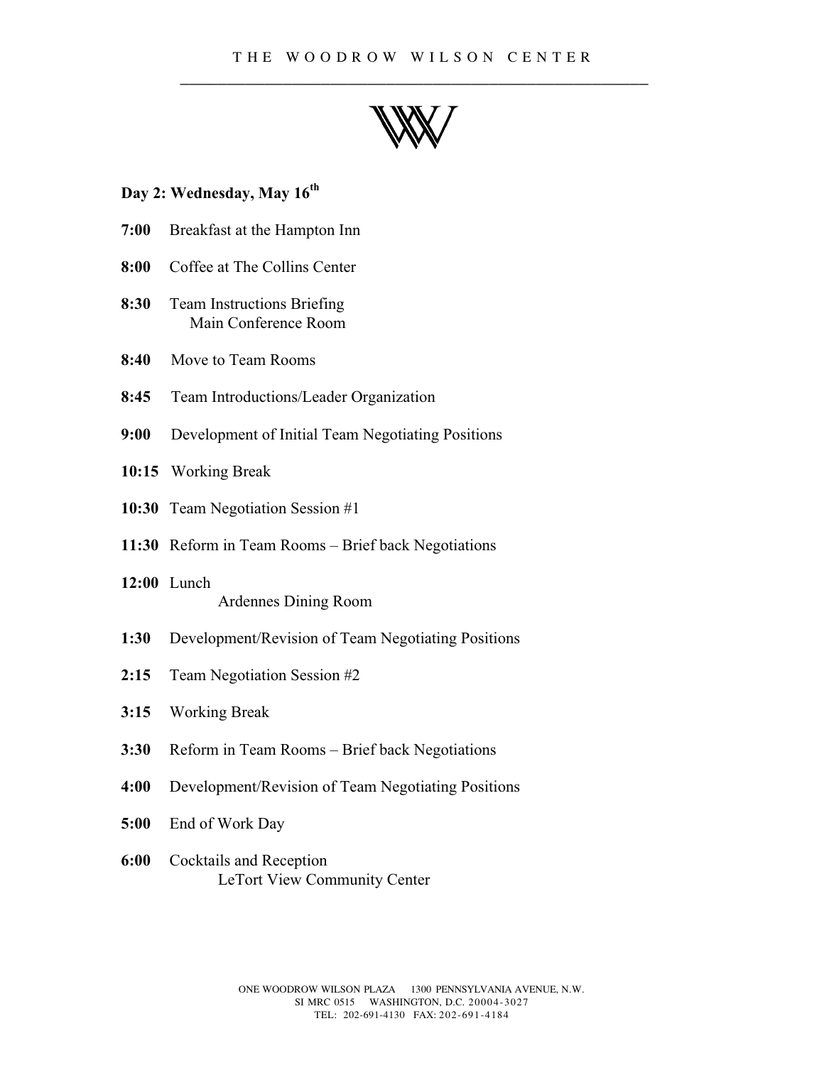## Day 2: Wednesday, May 16th

**7:00** Breakfast at the Hampton Inn

**8:00** Coffee at The Collins Center

**8:30** Team Instructions Briefing
Main Conference Room

**8:40** Move to Team Rooms

**8:45** Team Introductions/Leader Organization

**9:00** Development of Initial Team Negotiating Positions

**10:15** Working Break

**10:30** Team Negotiation Session #1

**11:30** Reform in Team Rooms – Brief back Negotiations

**12:00** Lunch
Ardennes Dining Room

**1:30** Development/Revision of Team Negotiating Positions

**2:15** Team Negotiation Session #2

**3:15** Working Break

**3:30** Reform in Team Rooms – Brief back Negotiations

**4:00** Development/Revision of Team Negotiating Positions

**5:00** End of Work Day

**6:00** Cocktails and Reception
LeTort View Community Center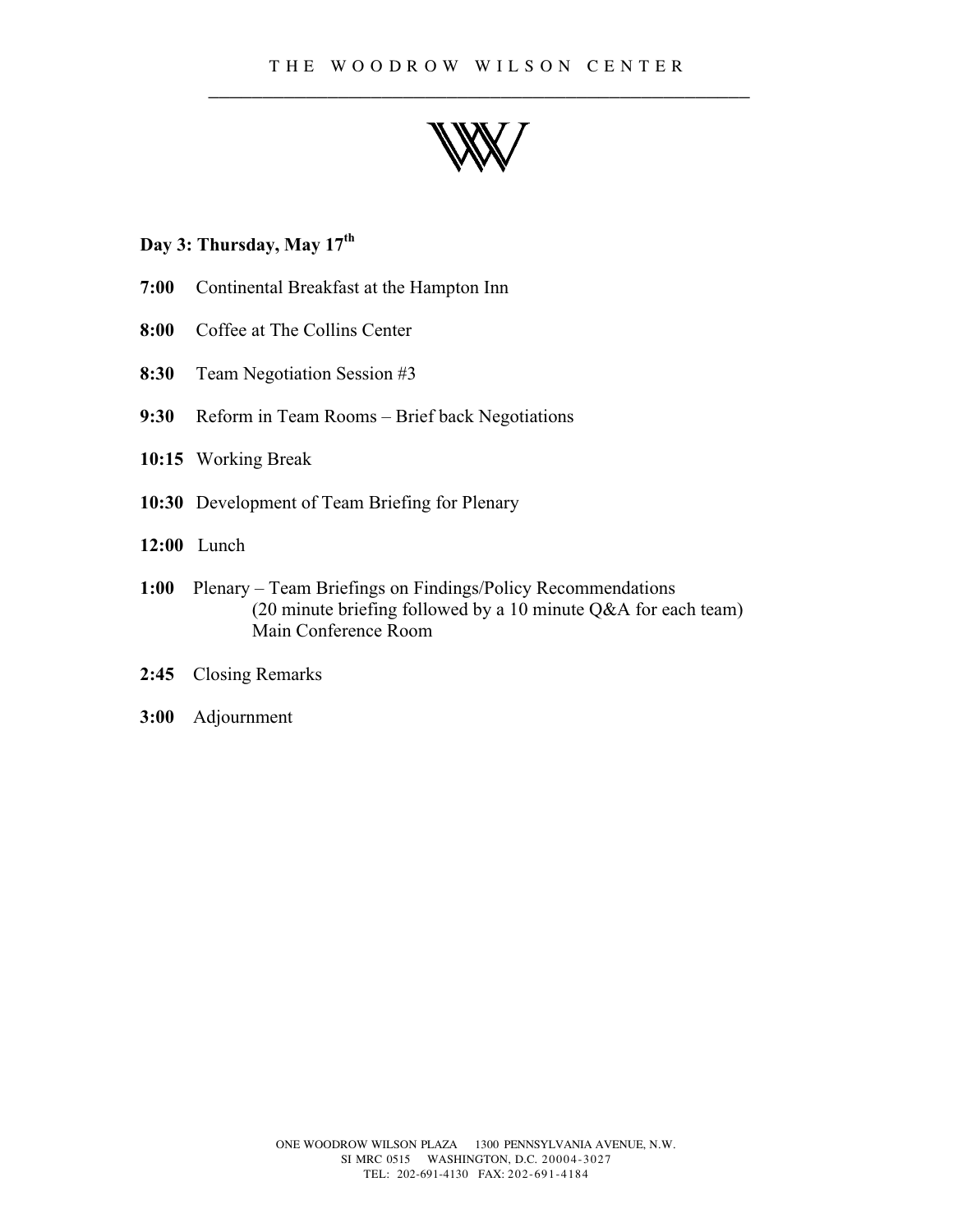THE WOODROW WILSON CENTER

## Day 3: Thursday, May 17th

**7:00** Continental Breakfast at the Hampton Inn

**8:00** Coffee at The Collins Center

**8:30** Team Negotiation Session #3

**9:30** Reform in Team Rooms – Brief back Negotiations

**10:15** Working Break

**10:30** Development of Team Briefing for Plenary

**12:00** Lunch

**1:00** Plenary – Team Briefings on Findings/Policy Recommendations
(20 minute briefing followed by a 10 minute Q&A for each team)
Main Conference Room

**2:45** Closing Remarks

**3:00** Adjournment

ONE WOODROW WILSON PLAZA 1300 PENNSYLVANIA AVENUE, N.W.
SI MRC 0515 WASHINGTON, D.C. 20004-3027
TEL: 202-691-4130 FAX: 202-691-4184